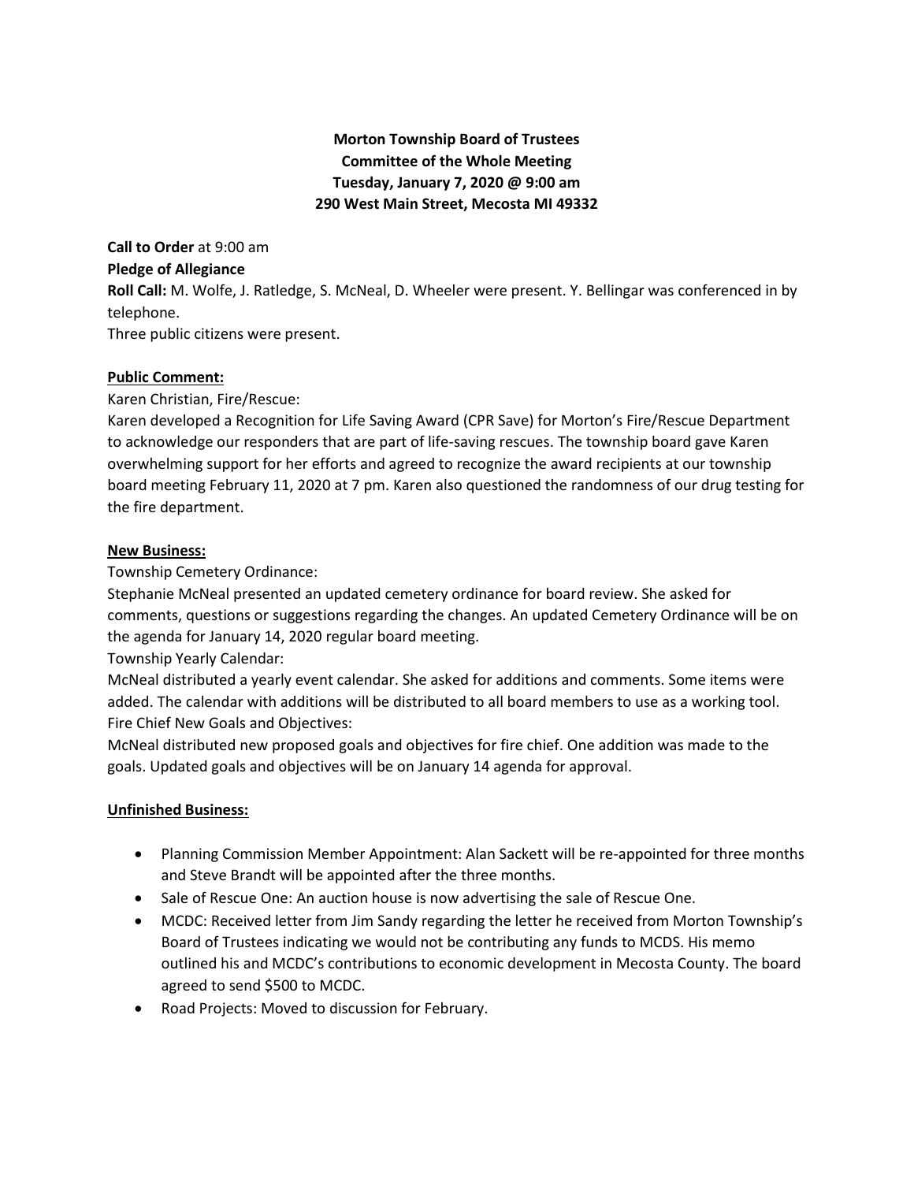**Morton Township Board of Trustees**
**Committee of the Whole Meeting**
**Tuesday, January 7, 2020 @ 9:00 am**
**290 West Main Street, Mecosta MI 49332**

**Call to Order** at 9:00 am

**Pledge of Allegiance**

**Roll Call:** M. Wolfe, J. Ratledge, S. McNeal, D. Wheeler were present. Y. Bellingar was conferenced in by telephone.

Three public citizens were present.

**Public Comment:**

Karen Christian, Fire/Rescue:

Karen developed a Recognition for Life Saving Award (CPR Save) for Morton's Fire/Rescue Department to acknowledge our responders that are part of life-saving rescues. The township board gave Karen overwhelming support for her efforts and agreed to recognize the award recipients at our township board meeting February 11, 2020 at 7 pm. Karen also questioned the randomness of our drug testing for the fire department.

**New Business:**

Township Cemetery Ordinance:

Stephanie McNeal presented an updated cemetery ordinance for board review. She asked for comments, questions or suggestions regarding the changes. An updated Cemetery Ordinance will be on the agenda for January 14, 2020 regular board meeting.

Township Yearly Calendar:

McNeal distributed a yearly event calendar. She asked for additions and comments. Some items were added. The calendar with additions will be distributed to all board members to use as a working tool.

Fire Chief New Goals and Objectives:

McNeal distributed new proposed goals and objectives for fire chief. One addition was made to the goals. Updated goals and objectives will be on January 14 agenda for approval.

**Unfinished Business:**

- Planning Commission Member Appointment: Alan Sackett will be re-appointed for three months and Steve Brandt will be appointed after the three months.
- Sale of Rescue One: An auction house is now advertising the sale of Rescue One.
- MCDC: Received letter from Jim Sandy regarding the letter he received from Morton Township's Board of Trustees indicating we would not be contributing any funds to MCDS. His memo outlined his and MCDC's contributions to economic development in Mecosta County. The board agreed to send $500 to MCDC.
- Road Projects: Moved to discussion for February.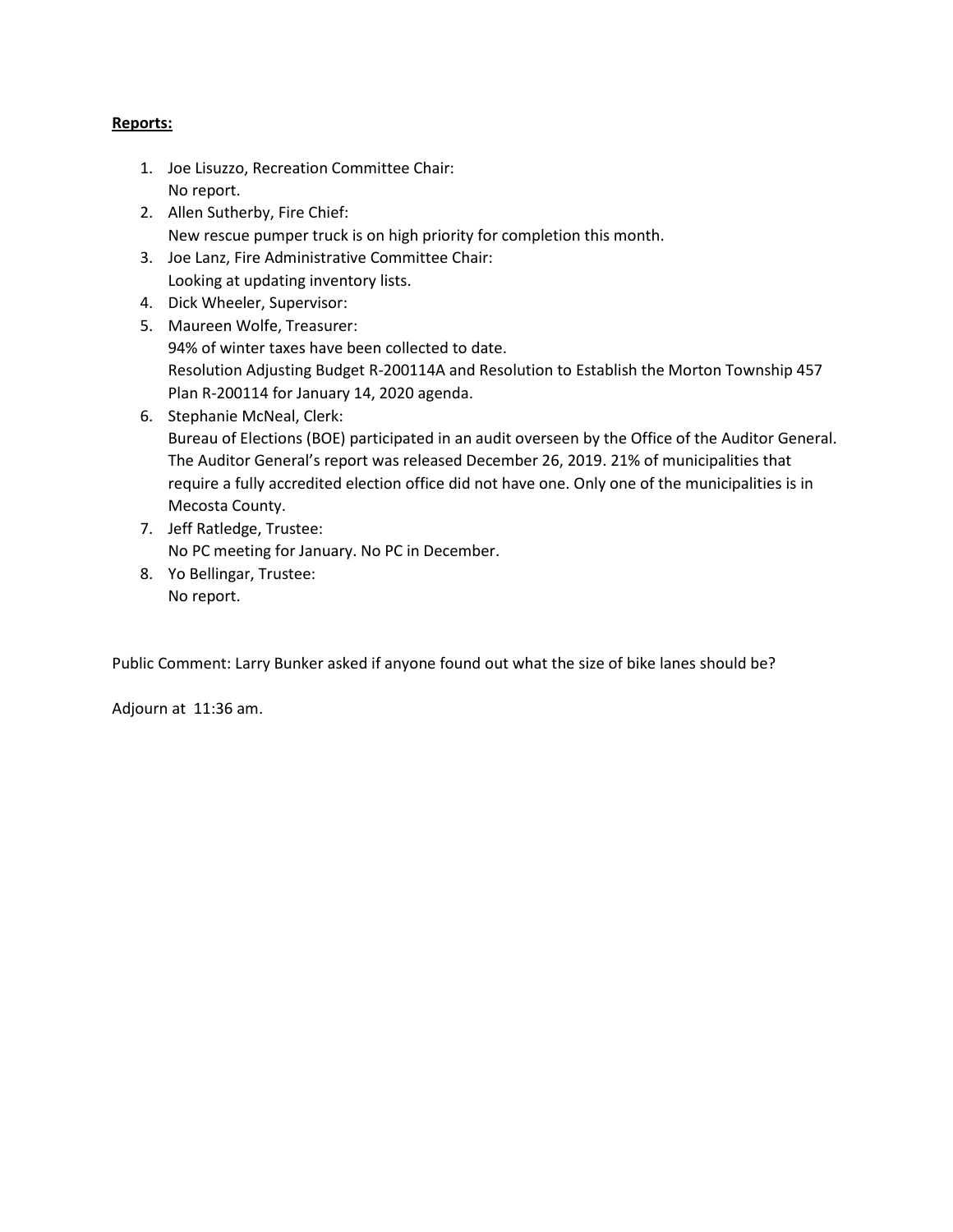**Reports:**

1. Joe Lisuzzo, Recreation Committee Chair:
   No report.
2. Allen Sutherby, Fire Chief:
   New rescue pumper truck is on high priority for completion this month.
3. Joe Lanz, Fire Administrative Committee Chair:
   Looking at updating inventory lists.
4. Dick Wheeler, Supervisor:
5. Maureen Wolfe, Treasurer:
   94% of winter taxes have been collected to date.
   Resolution Adjusting Budget R-200114A and Resolution to Establish the Morton Township 457 Plan R-200114 for January 14, 2020 agenda.
6. Stephanie McNeal, Clerk:
   Bureau of Elections (BOE) participated in an audit overseen by the Office of the Auditor General. The Auditor General's report was released December 26, 2019. 21% of municipalities that require a fully accredited election office did not have one. Only one of the municipalities is in Mecosta County.
7. Jeff Ratledge, Trustee:
   No PC meeting for January. No PC in December.
8. Yo Bellingar, Trustee:
   No report.

Public Comment: Larry Bunker asked if anyone found out what the size of bike lanes should be?

Adjourn at 11:36 am.